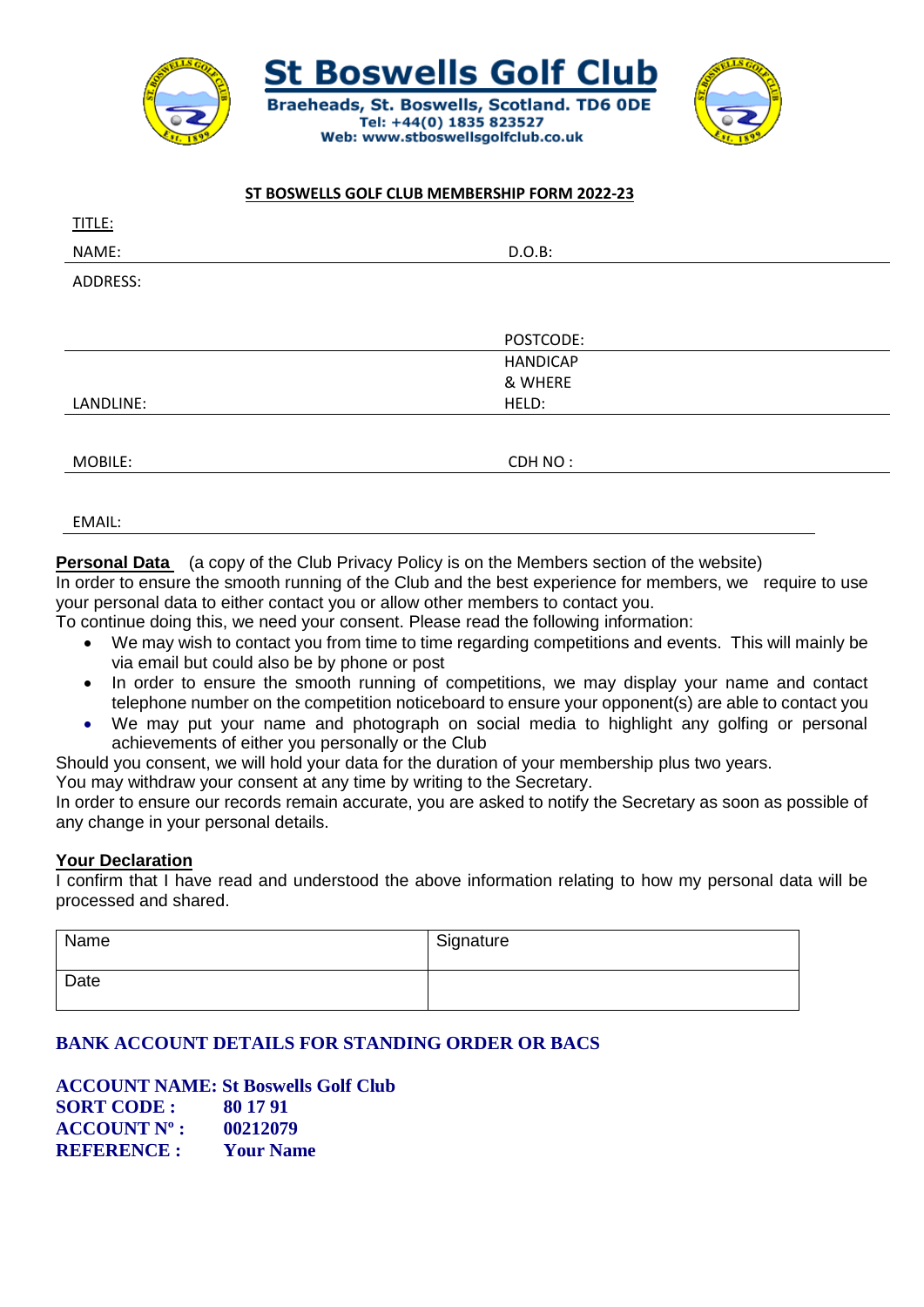# St Boswells Golf Club

**Braeheads, St. Boswells, Scotland. TD6 0DE**
**Tel: +44(0) 1835 823527**
**Web: www.stboswellsgolfclub.co.uk**

## ST BOSWELLS GOLF CLUB MEMBERSHIP FORM 2022-23

TITLE:

| NAME: | D.O.B: |
|---|---|
| ADDRESS: | |
| | POSTCODE: |
| LANDLINE: | HANDICAP & WHERE HELD: |
| MOBILE: | CDH NO : |

EMAIL:

**Personal Data** (a copy of the Club Privacy Policy is on the Members section of the website)
In order to ensure the smooth running of the Club and the best experience for members, we require to use your personal data to either contact you or allow other members to contact you.
To continue doing this, we need your consent. Please read the following information:

- We may wish to contact you from time to time regarding competitions and events. This will mainly be via email but could also be by phone or post
- In order to ensure the smooth running of competitions, we may display your name and contact telephone number on the competition noticeboard to ensure your opponent(s) are able to contact you
- We may put your name and photograph on social media to highlight any golfing or personal achievements of either you personally or the Club

Should you consent, we will hold your data for the duration of your membership plus two years.
You may withdraw your consent at any time by writing to the Secretary.
In order to ensure our records remain accurate, you are asked to notify the Secretary as soon as possible of any change in your personal details.

**Your Declaration**
I confirm that I have read and understood the above information relating to how my personal data will be processed and shared.

| Name | Signature |
|---|---|
| Date | |

**BANK ACCOUNT DETAILS FOR STANDING ORDER OR BACS**

**ACCOUNT NAME: St Boswells Golf Club**
**SORT CODE : 80 17 91**
**ACCOUNT Nº : 00212079**
**REFERENCE : Your Name**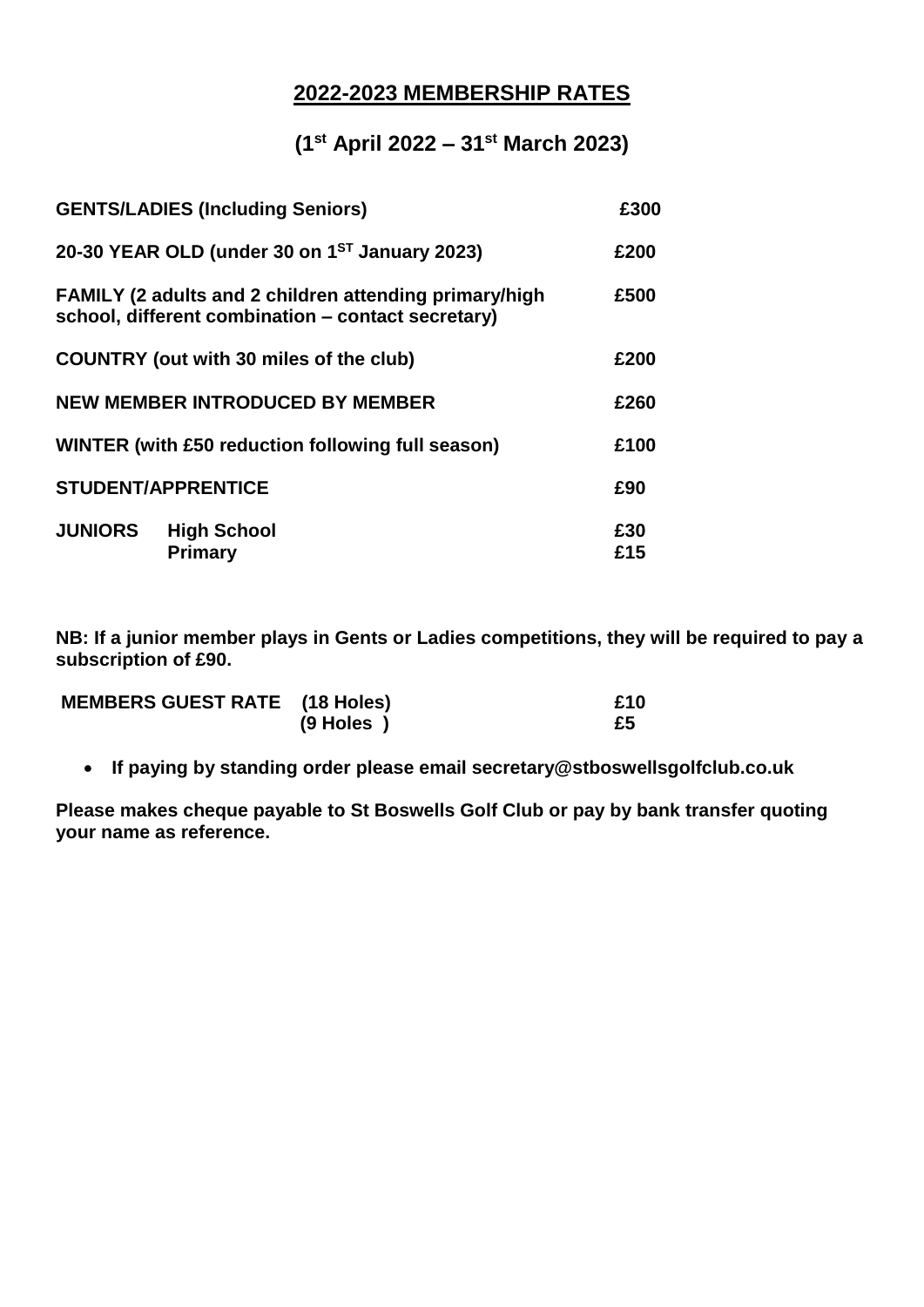## 2022-2023 MEMBERSHIP RATES

### (1st April 2022 – 31st March 2023)

| | | |
|---|---|---|
| **GENTS/LADIES (Including Seniors)** | | **£300** |
| **20-30 YEAR OLD (under 30 on 1ST January 2023)** | | **£200** |
| **FAMILY (2 adults and 2 children attending primary/high school, different combination – contact secretary)** | | **£500** |
| **COUNTRY (out with 30 miles of the club)** | | **£200** |
| **NEW MEMBER INTRODUCED BY MEMBER** | | **£260** |
| **WINTER (with £50 reduction following full season)** | | **£100** |
| **STUDENT/APPRENTICE** | | **£90** |
| **JUNIORS** | **High School** | **£30** |
| | **Primary** | **£15** |

**NB: If a junior member plays in Gents or Ladies competitions, they will be required to pay a subscription of £90.**

| | | |
|---|---|---|
| **MEMBERS GUEST RATE** | **(18 Holes)** | **£10** |
| | **(9 Holes )** | **£5** |

- **If paying by standing order please email secretary@stboswellsgolfclub.co.uk**

**Please makes cheque payable to St Boswells Golf Club or pay by bank transfer quoting your name as reference.**